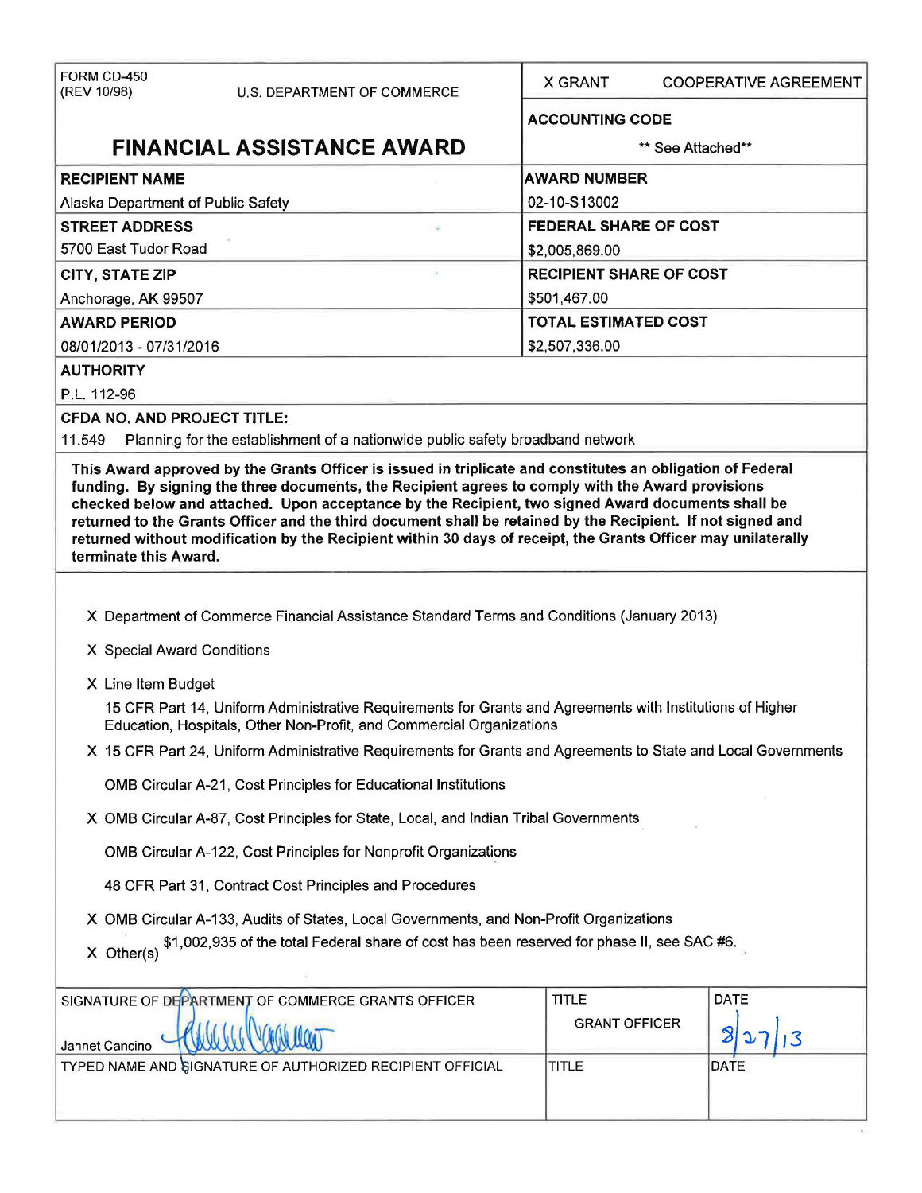| FORM CD-450 (REV 10/98) U.S. DEPARTMENT OF COMMERCE | X GRANT COOPERATIVE AGREEMENT |
|---|---|
| **FINANCIAL ASSISTANCE AWARD** | **ACCOUNTING CODE** ** See Attached** |
| **RECIPIENT NAME** Alaska Department of Public Safety | **AWARD NUMBER** 02-10-S13002 |
| **STREET ADDRESS** 5700 East Tudor Road | **FEDERAL SHARE OF COST** $2,005,869.00 |
| **CITY, STATE ZIP** Anchorage, AK 99507 | **RECIPIENT SHARE OF COST** $501,467.00 |
| **AWARD PERIOD** 08/01/2013 - 07/31/2016 | **TOTAL ESTIMATED COST** $2,507,336.00 |

**AUTHORITY**

P.L. 112-96

**CFDA NO. AND PROJECT TITLE:**

11.549 Planning for the establishment of a nationwide public safety broadband network

**This Award approved by the Grants Officer is issued in triplicate and constitutes an obligation of Federal funding. By signing the three documents, the Recipient agrees to comply with the Award provisions checked below and attached. Upon acceptance by the Recipient, two signed Award documents shall be returned to the Grants Officer and the third document shall be retained by the Recipient. If not signed and returned without modification by the Recipient within 30 days of receipt, the Grants Officer may unilaterally terminate this Award.**

X Department of Commerce Financial Assistance Standard Terms and Conditions (January 2013)

X Special Award Conditions

X Line Item Budget

15 CFR Part 14, Uniform Administrative Requirements for Grants and Agreements with Institutions of Higher Education, Hospitals, Other Non-Profit, and Commercial Organizations

X 15 CFR Part 24, Uniform Administrative Requirements for Grants and Agreements to State and Local Governments

OMB Circular A-21, Cost Principles for Educational Institutions

X OMB Circular A-87, Cost Principles for State, Local, and Indian Tribal Governments

OMB Circular A-122, Cost Principles for Nonprofit Organizations

48 CFR Part 31, Contract Cost Principles and Procedures

X OMB Circular A-133, Audits of States, Local Governments, and Non-Profit Organizations

X Other(s) $1,002,935 of the total Federal share of cost has been reserved for phase II, see SAC #6.

| SIGNATURE OF DEPARTMENT OF COMMERCE GRANTS OFFICER | TITLE | DATE |
|---|---|---|
| Jannet Cancino | GRANT OFFICER | 8/27/13 |
| TYPED NAME AND SIGNATURE OF AUTHORIZED RECIPIENT OFFICIAL | TITLE | DATE |
| | | |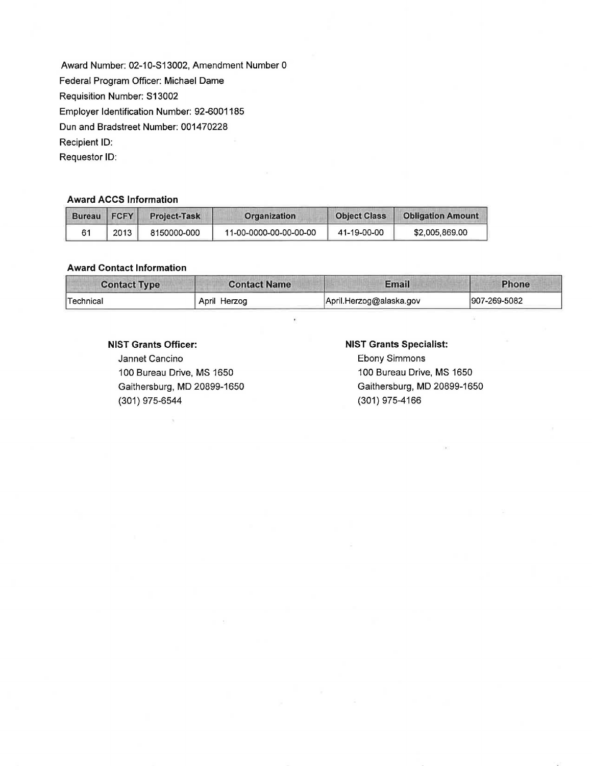Award Number: 02-10-S13002, Amendment Number 0
Federal Program Officer: Michael Dame
Requisition Number: S13002
Employer Identification Number: 92-6001185
Dun and Bradstreet Number: 001470228
Recipient ID:
Requestor ID:

### Award ACCS Information

| Bureau | FCFY | Project-Task | Organization | Object Class | Obligation Amount |
|---|---|---|---|---|---|
| 61 | 2013 | 8150000-000 | 11-00-0000-00-00-00-00 | 41-19-00-00 | $2,005,869.00 |

### Award Contact Information

| Contact Type | Contact Name | Email | Phone |
|---|---|---|---|
| Technical | April Herzog | April.Herzog@alaska.gov | 907-269-5082 |

**NIST Grants Officer:**
Jannet Cancino
100 Bureau Drive, MS 1650
Gaithersburg, MD 20899-1650
(301) 975-6544

**NIST Grants Specialist:**
Ebony Simmons
100 Bureau Drive, MS 1650
Gaithersburg, MD 20899-1650
(301) 975-4166